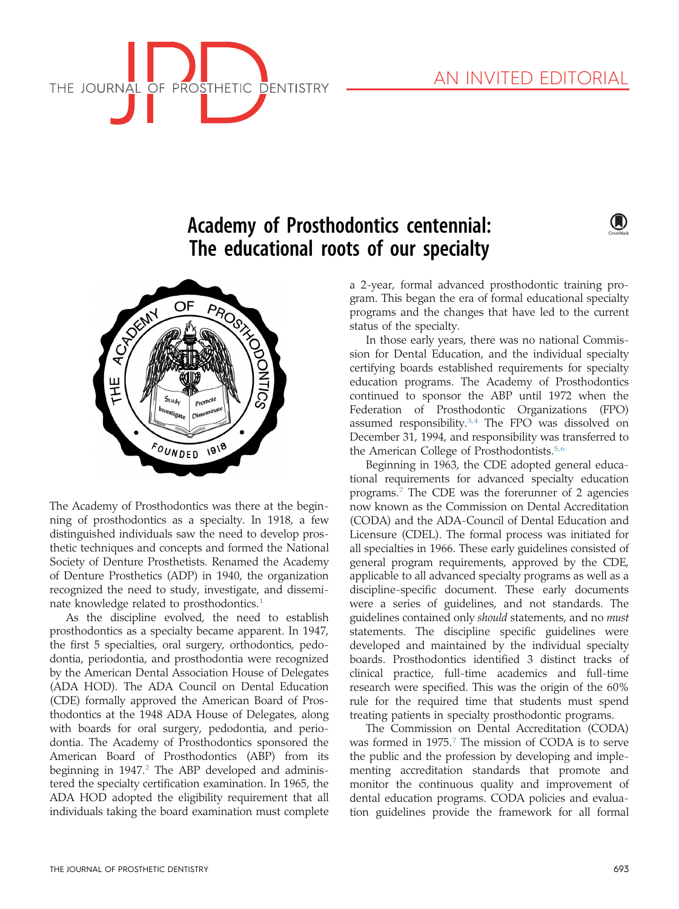AN INVITED EDITORIAL

# Academy of Prosthodontics centennial: The educational roots of our specialty

The Academy of Prosthodontics was there at the beginning of prosthodontics as a specialty. In 1918, a few distinguished individuals saw the need to develop prosthetic techniques and concepts and formed the National Society of Denture Prosthetists. Renamed the Academy of Denture Prosthetics (ADP) in 1940, the organization recognized the need to study, investigate, and disseminate knowledge related to prosthodontics.[1]

As the discipline evolved, the need to establish prosthodontics as a specialty became apparent. In 1947, the first 5 specialties, oral surgery, orthodontics, pedodontia, periodontia, and prosthodontia were recognized by the American Dental Association House of Delegates (ADA HOD). The ADA Council on Dental Education (CDE) formally approved the American Board of Prosthodontics at the 1948 ADA House of Delegates, along with boards for oral surgery, pedodontia, and periodontia. The Academy of Prosthodontics sponsored the American Board of Prosthodontics (ABP) from its beginning in 1947.[2] The ABP developed and administered the specialty certification examination. In 1965, the ADA HOD adopted the eligibility requirement that all individuals taking the board examination must complete a 2-year, formal advanced prosthodontic training program. This began the era of formal educational specialty programs and the changes that have led to the current status of the specialty.

In those early years, there was no national Commission for Dental Education, and the individual specialty certifying boards established requirements for specialty education programs. The Academy of Prosthodontics continued to sponsor the ABP until 1972 when the Federation of Prosthodontic Organizations (FPO) assumed responsibility.[3,4] The FPO was dissolved on December 31, 1994, and responsibility was transferred to the American College of Prosthodontists.[5,6]

Beginning in 1963, the CDE adopted general educational requirements for advanced specialty education programs.[7] The CDE was the forerunner of 2 agencies now known as the Commission on Dental Accreditation (CODA) and the ADA-Council of Dental Education and Licensure (CDEL). The formal process was initiated for all specialties in 1966. These early guidelines consisted of general program requirements, approved by the CDE, applicable to all advanced specialty programs as well as a discipline-specific document. These early documents were a series of guidelines, and not standards. The guidelines contained only *should* statements, and no *must* statements. The discipline specific guidelines were developed and maintained by the individual specialty boards. Prosthodontics identified 3 distinct tracks of clinical practice, full-time academics and full-time research were specified. This was the origin of the 60% rule for the required time that students must spend treating patients in specialty prosthodontic programs.

The Commission on Dental Accreditation (CODA) was formed in 1975.[7] The mission of CODA is to serve the public and the profession by developing and implementing accreditation standards that promote and monitor the continuous quality and improvement of dental education programs. CODA policies and evaluation guidelines provide the framework for all formal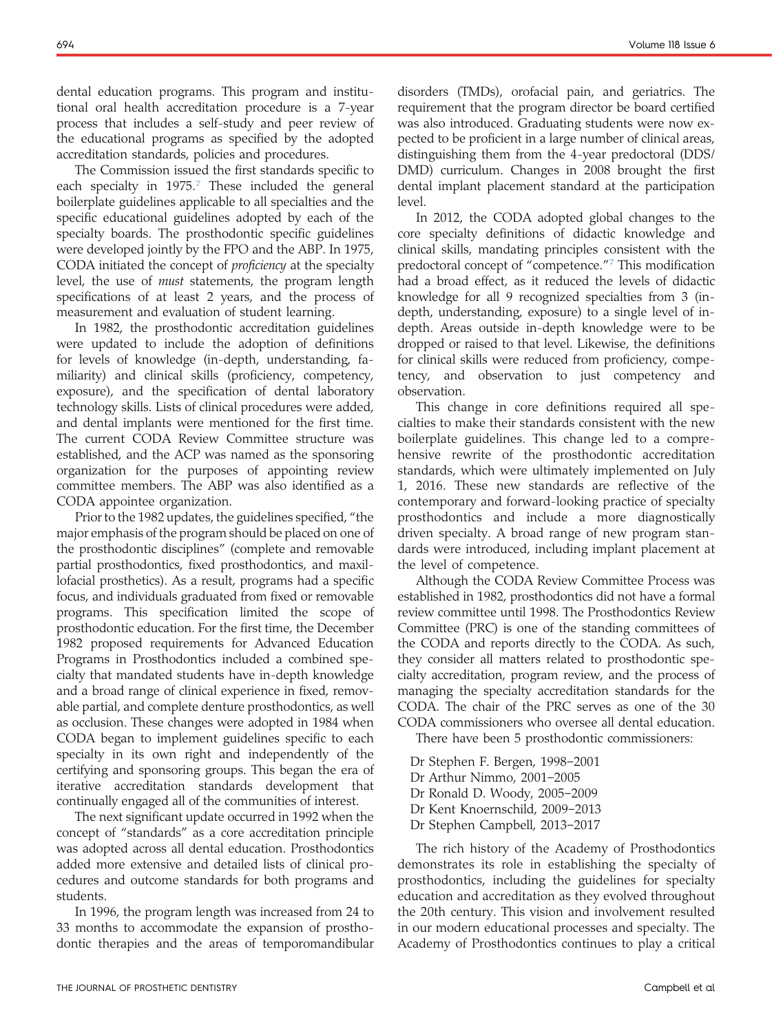dental education programs. This program and institutional oral health accreditation procedure is a 7-year process that includes a self-study and peer review of the educational programs as specified by the adopted accreditation standards, policies and procedures.

The Commission issued the first standards specific to each specialty in 1975.[7] These included the general boilerplate guidelines applicable to all specialties and the specific educational guidelines adopted by each of the specialty boards. The prosthodontic specific guidelines were developed jointly by the FPO and the ABP. In 1975, CODA initiated the concept of *proficiency* at the specialty level, the use of *must* statements, the program length specifications of at least 2 years, and the process of measurement and evaluation of student learning.

In 1982, the prosthodontic accreditation guidelines were updated to include the adoption of definitions for levels of knowledge (in-depth, understanding, familiarity) and clinical skills (proficiency, competency, exposure), and the specification of dental laboratory technology skills. Lists of clinical procedures were added, and dental implants were mentioned for the first time. The current CODA Review Committee structure was established, and the ACP was named as the sponsoring organization for the purposes of appointing review committee members. The ABP was also identified as a CODA appointee organization.

Prior to the 1982 updates, the guidelines specified, "the major emphasis of the program should be placed on one of the prosthodontic disciplines" (complete and removable partial prosthodontics, fixed prosthodontics, and maxillofacial prosthetics). As a result, programs had a specific focus, and individuals graduated from fixed or removable programs. This specification limited the scope of prosthodontic education. For the first time, the December 1982 proposed requirements for Advanced Education Programs in Prosthodontics included a combined specialty that mandated students have in-depth knowledge and a broad range of clinical experience in fixed, removable partial, and complete denture prosthodontics, as well as occlusion. These changes were adopted in 1984 when CODA began to implement guidelines specific to each specialty in its own right and independently of the certifying and sponsoring groups. This began the era of iterative accreditation standards development that continually engaged all of the communities of interest.

The next significant update occurred in 1992 when the concept of "standards" as a core accreditation principle was adopted across all dental education. Prosthodontics added more extensive and detailed lists of clinical procedures and outcome standards for both programs and students.

In 1996, the program length was increased from 24 to 33 months to accommodate the expansion of prosthodontic therapies and the areas of temporomandibular disorders (TMDs), orofacial pain, and geriatrics. The requirement that the program director be board certified was also introduced. Graduating students were now expected to be proficient in a large number of clinical areas, distinguishing them from the 4-year predoctoral (DDS/DMD) curriculum. Changes in 2008 brought the first dental implant placement standard at the participation level.

In 2012, the CODA adopted global changes to the core specialty definitions of didactic knowledge and clinical skills, mandating principles consistent with the predoctoral concept of "competence."[7] This modification had a broad effect, as it reduced the levels of didactic knowledge for all 9 recognized specialties from 3 (in-depth, understanding, exposure) to a single level of in-depth. Areas outside in-depth knowledge were to be dropped or raised to that level. Likewise, the definitions for clinical skills were reduced from proficiency, competency, and observation to just competency and observation.

This change in core definitions required all specialties to make their standards consistent with the new boilerplate guidelines. This change led to a comprehensive rewrite of the prosthodontic accreditation standards, which were ultimately implemented on July 1, 2016. These new standards are reflective of the contemporary and forward-looking practice of specialty prosthodontics and include a more diagnostically driven specialty. A broad range of new program standards were introduced, including implant placement at the level of competence.

Although the CODA Review Committee Process was established in 1982, prosthodontics did not have a formal review committee until 1998. The Prosthodontics Review Committee (PRC) is one of the standing committees of the CODA and reports directly to the CODA. As such, they consider all matters related to prosthodontic specialty accreditation, program review, and the process of managing the specialty accreditation standards for the CODA. The chair of the PRC serves as one of the 30 CODA commissioners who oversee all dental education.

There have been 5 prosthodontic commissioners:

Dr Stephen F. Bergen, 1998–2001
Dr Arthur Nimmo, 2001–2005
Dr Ronald D. Woody, 2005–2009
Dr Kent Knoernschild, 2009–2013
Dr Stephen Campbell, 2013–2017

The rich history of the Academy of Prosthodontics demonstrates its role in establishing the specialty of prosthodontics, including the guidelines for specialty education and accreditation as they evolved throughout the 20th century. This vision and involvement resulted in our modern educational processes and specialty. The Academy of Prosthodontics continues to play a critical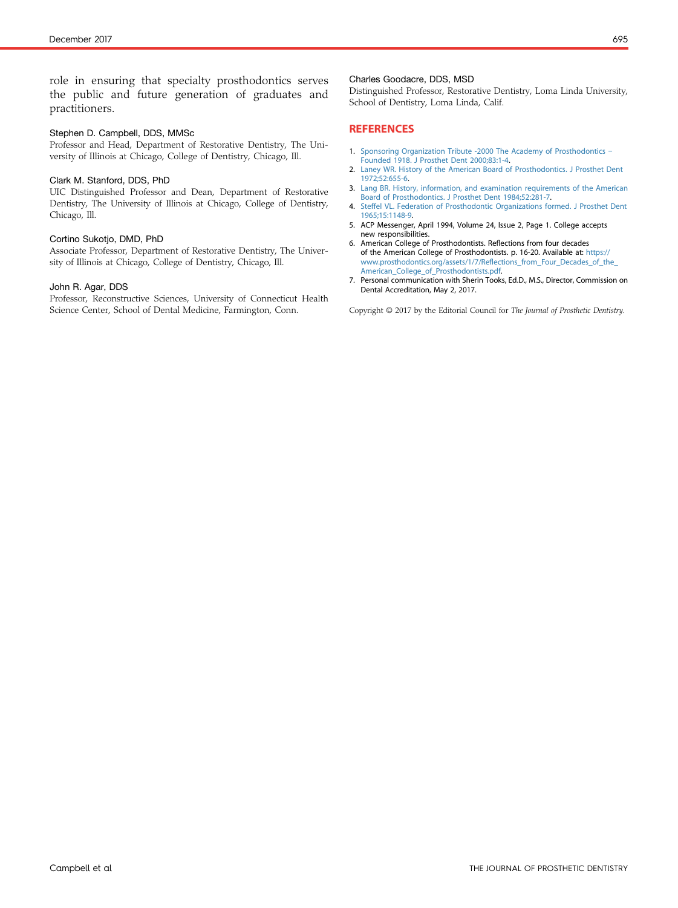role in ensuring that specialty prosthodontics serves the public and future generation of graduates and practitioners.

Stephen D. Campbell, DDS, MMSc
Professor and Head, Department of Restorative Dentistry, The University of Illinois at Chicago, College of Dentistry, Chicago, Ill.

Clark M. Stanford, DDS, PhD
UIC Distinguished Professor and Dean, Department of Restorative Dentistry, The University of Illinois at Chicago, College of Dentistry, Chicago, Ill.

Cortino Sukotjo, DMD, PhD
Associate Professor, Department of Restorative Dentistry, The University of Illinois at Chicago, College of Dentistry, Chicago, Ill.

John R. Agar, DDS
Professor, Reconstructive Sciences, University of Connecticut Health Science Center, School of Dental Medicine, Farmington, Conn.

Charles Goodacre, DDS, MSD
Distinguished Professor, Restorative Dentistry, Loma Linda University, School of Dentistry, Loma Linda, Calif.

## REFERENCES

1. Sponsoring Organization Tribute -2000 The Academy of Prosthodontics – Founded 1918. J Prosthet Dent 2000;83:1-4.
2. Laney WR. History of the American Board of Prosthodontics. J Prosthet Dent 1972;52:655-6.
3. Lang BR. History, information, and examination requirements of the American Board of Prosthodontics. J Prosthet Dent 1984;52:281-7.
4. Steffel VL. Federation of Prosthodontic Organizations formed. J Prosthet Dent 1965;15:1148-9.
5. ACP Messenger, April 1994, Volume 24, Issue 2, Page 1. College accepts new responsibilities.
6. American College of Prosthodontists. Reflections from four decades of the American College of Prosthodontists. p. 16-20. Available at: https://www.prosthodontics.org/assets/1/7/Reflections_from_Four_Decades_of_the_American_College_of_Prosthodontists.pdf.
7. Personal communication with Sherin Tooks, Ed.D., M.S., Director, Commission on Dental Accreditation, May 2, 2017.

Copyright © 2017 by the Editorial Council for *The Journal of Prosthetic Dentistry.*